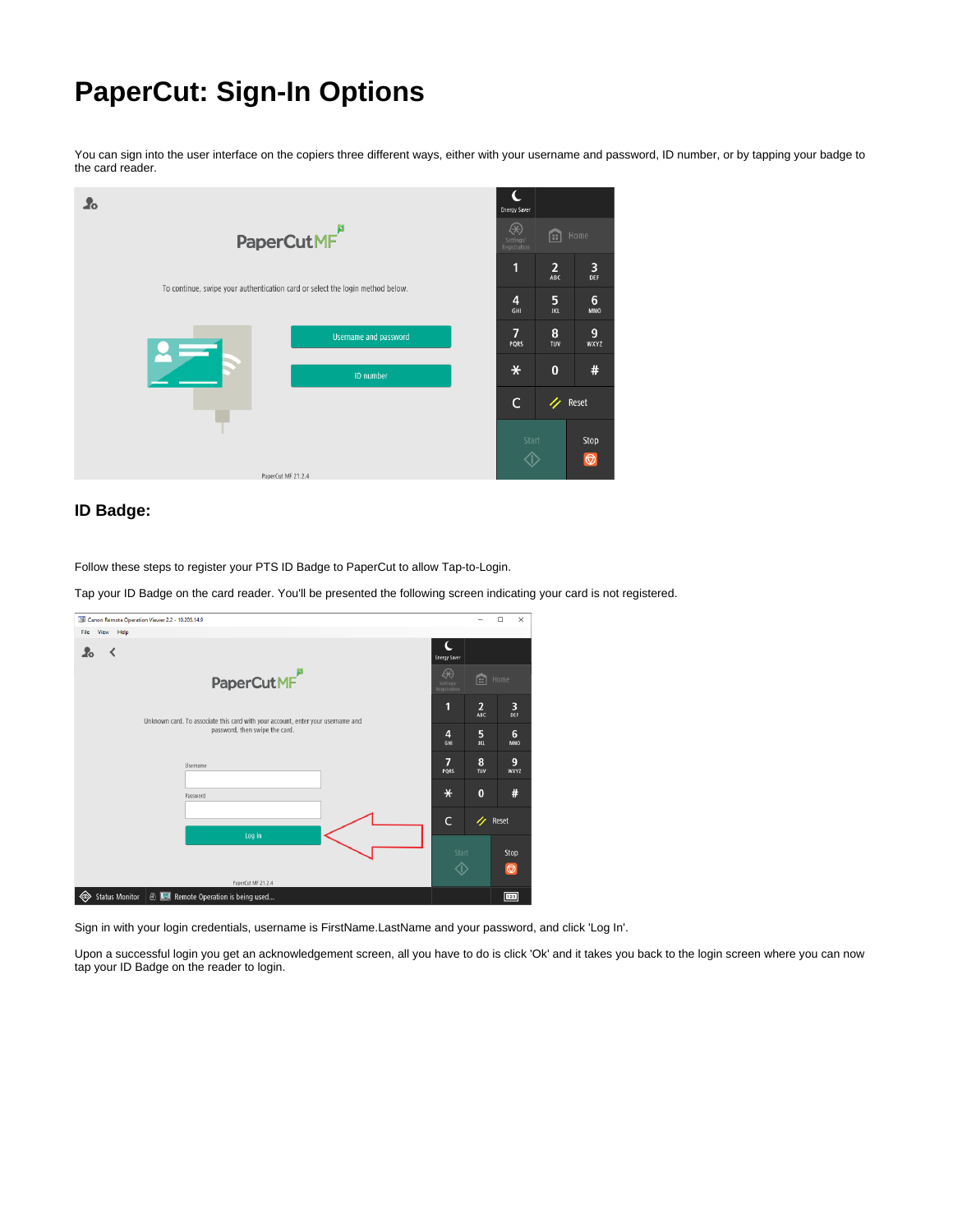# PaperCut: Sign-In Options

You can sign into the user interface on the copiers three different ways, either with your username and password, ID number, or by tapping your badge to the card reader.

## ID Badge:

Follow these steps to register your PTS ID Badge to PaperCut to allow Tap-to-Login.

Tap your ID Badge on the card reader. You'll be presented the following screen indicating your card is not registered.

Sign in with your login credentials, username is FirstName.LastName and your password, and click 'Log In'.

Upon a successful login you get an acknowledgement screen, all you have to do is click 'Ok' and it takes you back to the login screen where you can now tap your ID Badge on the reader to login.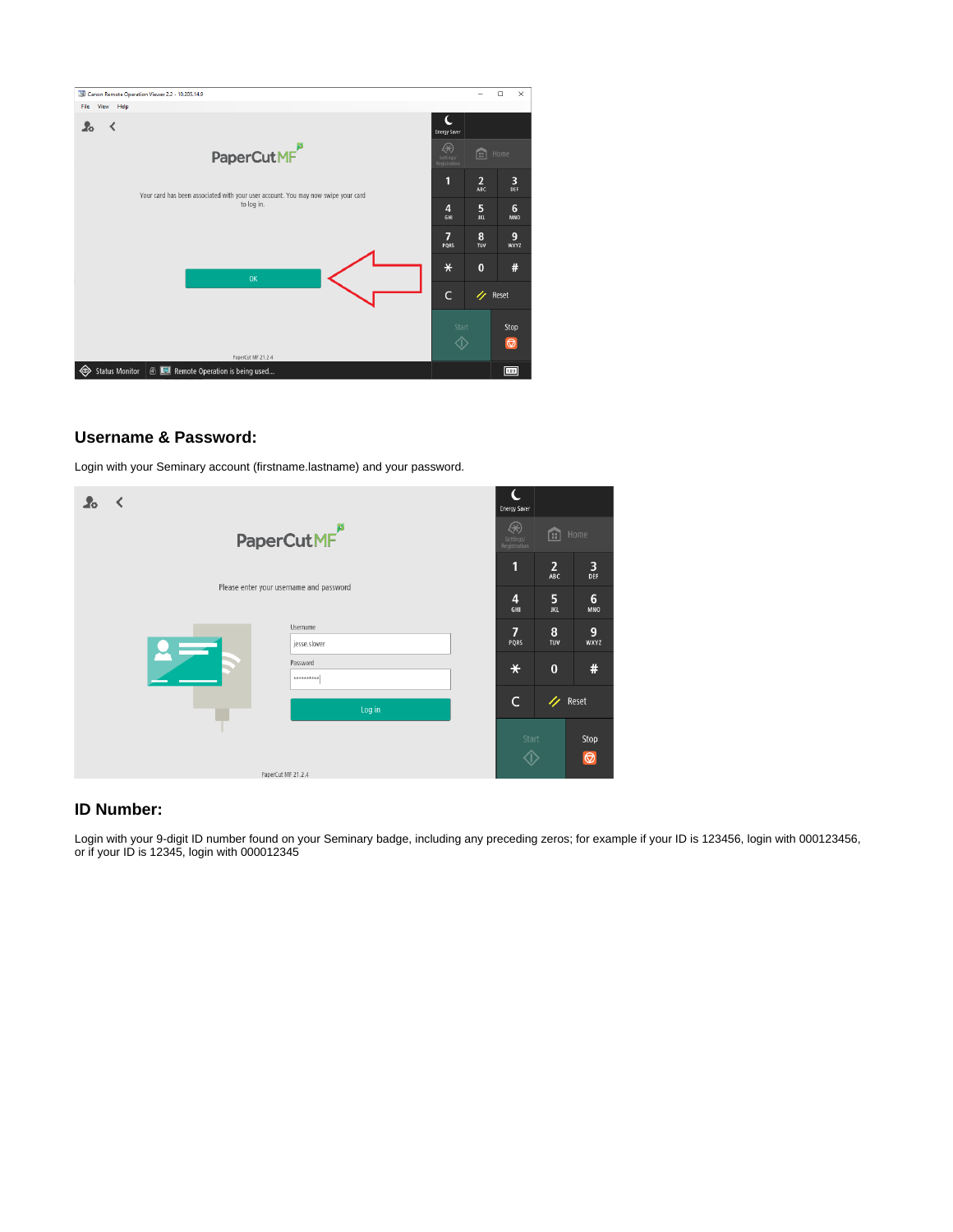## Username & Password:

Login with your Seminary account (firstname.lastname) and your password.

## ID Number:

Login with your 9-digit ID number found on your Seminary badge, including any preceding zeros; for example if your ID is 123456, login with 000123456, or if your ID is 12345, login with 000012345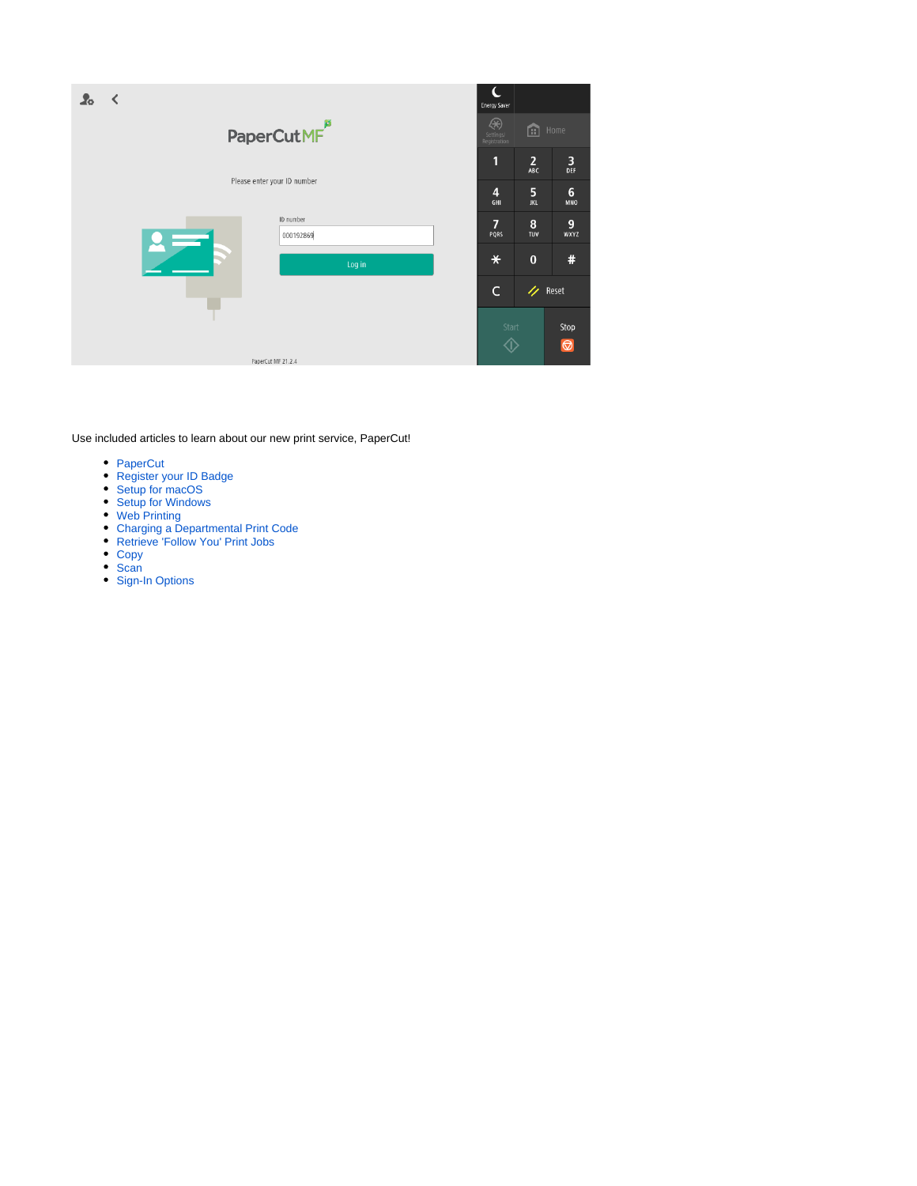Use included articles to learn about our new print service, PaperCut!

- PaperCut
- Register your ID Badge
- Setup for macOS
- Setup for Windows
- Web Printing
- Charging a Departmental Print Code
- Retrieve 'Follow You' Print Jobs
- Copy
- Scan
- Sign-In Options